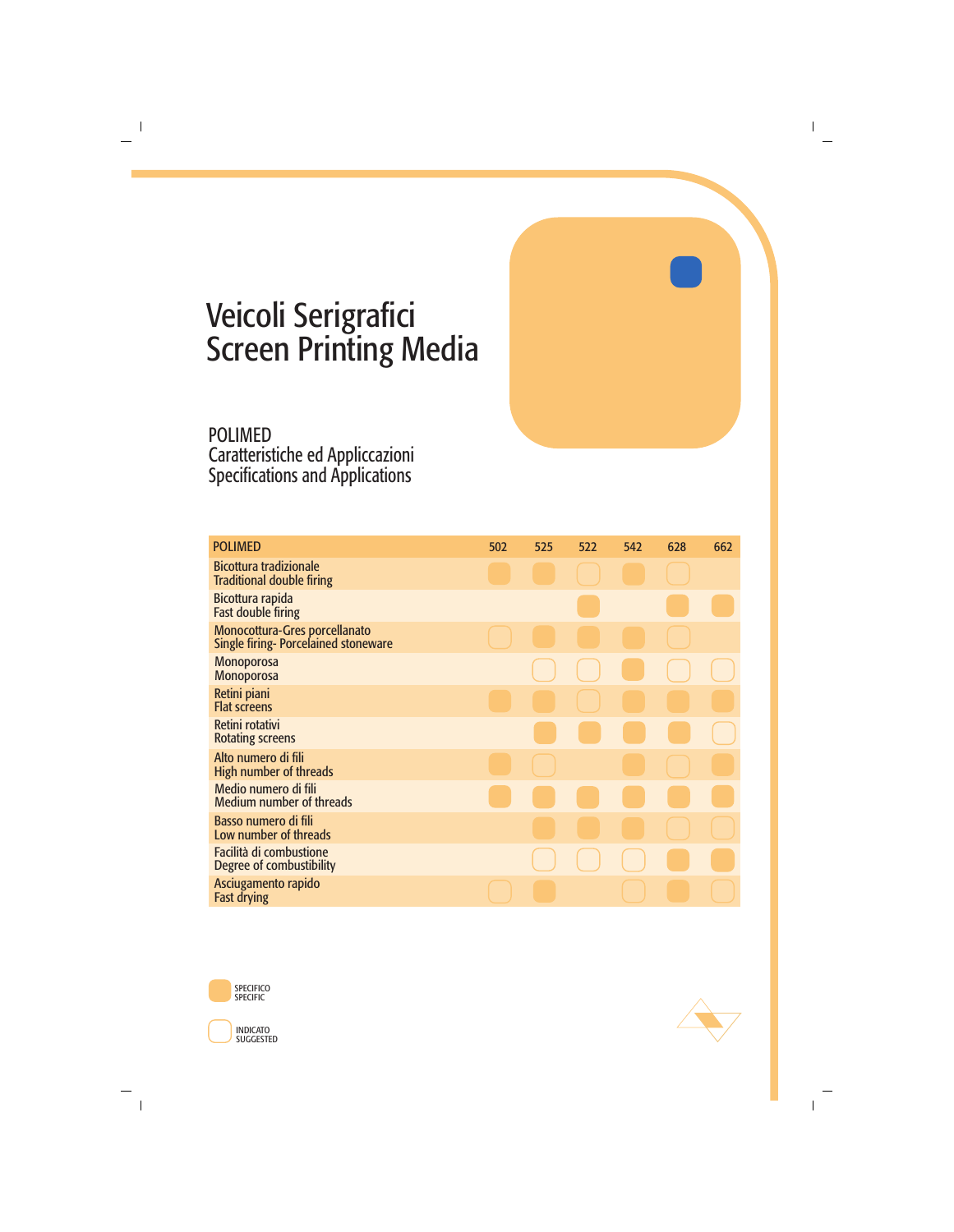# Veicoli Serigrafici
# Screen Printing Media

## POLIMED
Caratteristiche ed Appliccazioni
Specifications and Applications

| POLIMED | 502 | 525 | 522 | 542 | 628 | 662 |
|---|---|---|---|---|---|---|
| Bicottura tradizionale<br>Traditional double firing | ■ | ■ | □ | ■ | □ | |
| Bicottura rapida<br>Fast double firing | | | ■ | | ■ | ■ |
| Monocottura-Gres porcellanato<br>Single firing- Porcelained stoneware | □ | ■ | ■ | ■ | □ | |
| Monoporosa<br>Monoporosa | | □ | □ | ■ | □ | □ |
| Retini piani<br>Flat screens | ■ | ■ | □ | ■ | ■ | ■ |
| Retini rotativi<br>Rotating screens | | ■ | ■ | ■ | ■ | □ |
| Alto numero di fili<br>High number of threads | ■ | □ | | ■ | □ | ■ |
| Medio numero di fili<br>Medium number of threads | ■ | ■ | ■ | ■ | ■ | ■ |
| Basso numero di fili<br>Low number of threads | | ■ | ■ | ■ | □ | □ |
| Facilità di combustione<br>Degree of combustibility | | □ | □ | □ | ■ | ■ |
| Asciugamento rapido<br>Fast drying | □ | ■ | | □ | ■ | □ |

■ SPECIFICO / SPECIFIC

□ INDICATO / SUGGESTED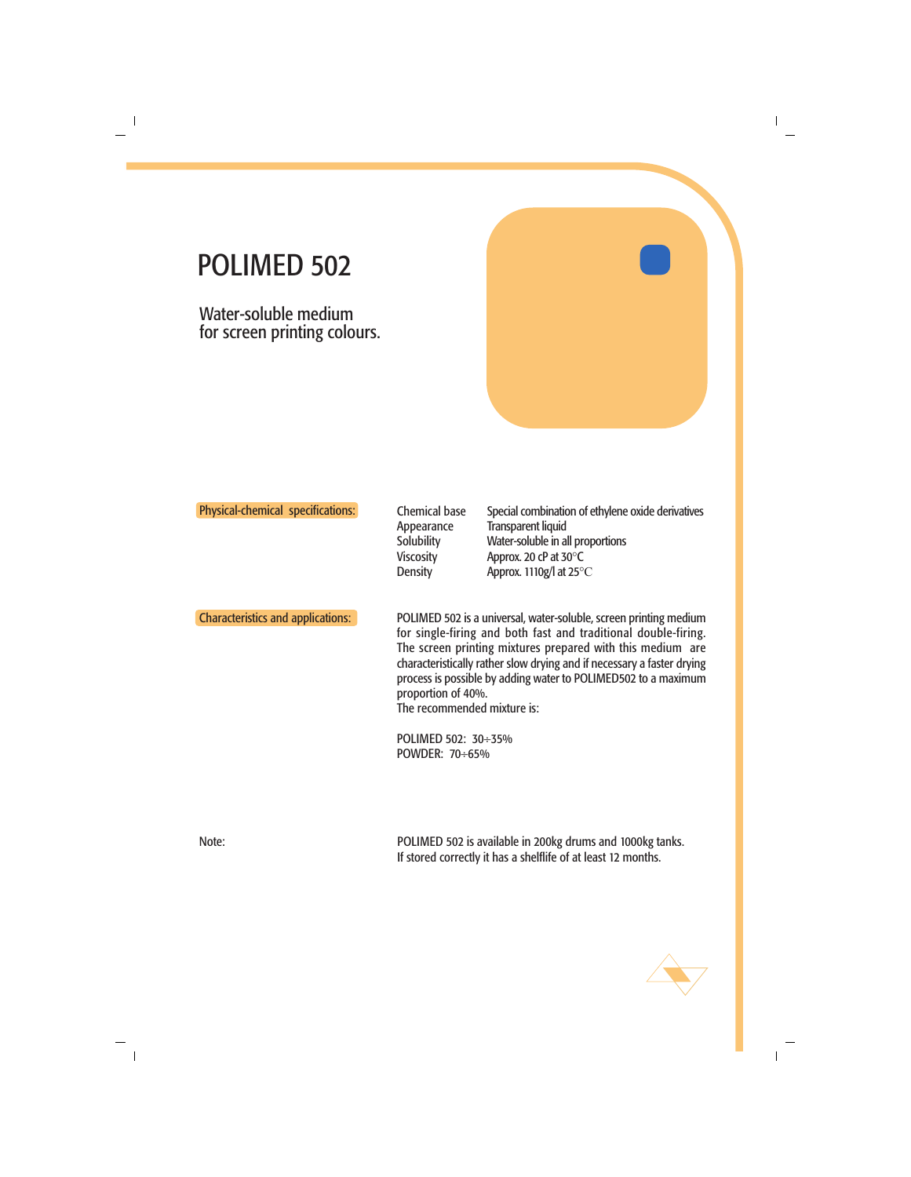# POLIMED 502

Water-soluble medium
for screen printing colours.

**Physical-chemical specifications:**

| | |
|---|---|
| Chemical base | Special combination of ethylene oxide derivatives |
| Appearance | Transparent liquid |
| Solubility | Water-soluble in all proportions |
| Viscosity | Approx. 20 cP at 30°C |
| Density | Approx. 1110g/l at 25°C |

**Characteristics and applications:**

POLIMED 502 is a universal, water-soluble, screen printing medium for single-firing and both fast and traditional double-firing. The screen printing mixtures prepared with this medium are characteristically rather slow drying and if necessary a faster drying process is possible by adding water to POLIMED502 to a maximum proportion of 40%.
The recommended mixture is:

POLIMED 502: 30÷35%
POWDER: 70÷65%

Note:

POLIMED 502 is available in 200kg drums and 1000kg tanks.
If stored correctly it has a shelflife of at least 12 months.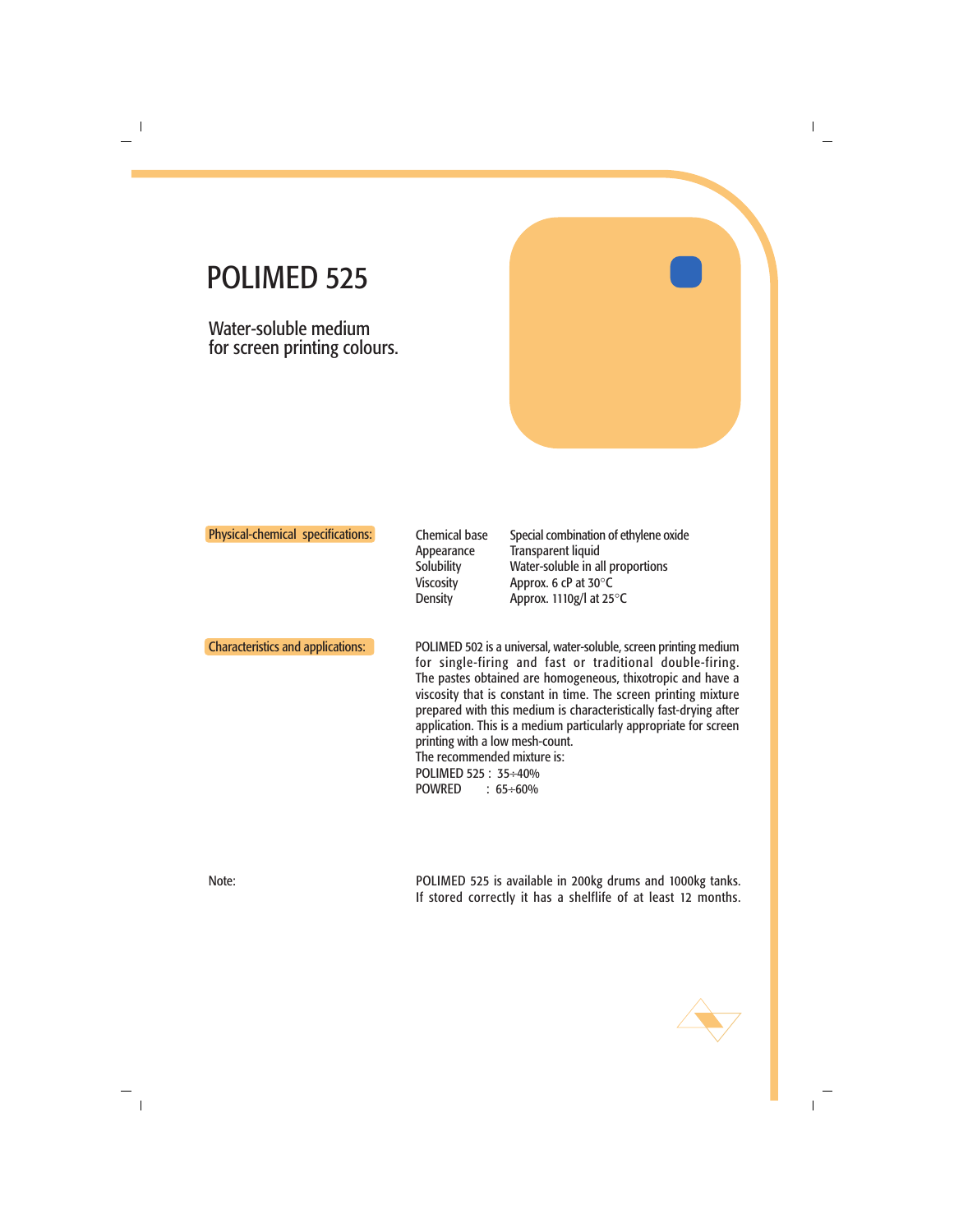# POLIMED 525

## Water-soluble medium for screen printing colours.

**Physical-chemical specifications:**

| | |
|---|---|
| Chemical base | Special combination of ethylene oxide |
| Appearance | Transparent liquid |
| Solubility | Water-soluble in all proportions |
| Viscosity | Approx. 6 cP at 30°C |
| Density | Approx. 1110g/l at 25°C |

**Characteristics and applications:**

POLIMED 502 is a universal, water-soluble, screen printing medium for single-firing and fast or traditional double-firing. The pastes obtained are homogeneous, thixotropic and have a viscosity that is constant in time. The screen printing mixture prepared with this medium is characteristically fast-drying after application. This is a medium particularly appropriate for screen printing with a low mesh-count.
The recommended mixture is:
POLIMED 525 : 35÷40%
POWRED : 65÷60%

Note:

POLIMED 525 is available in 200kg drums and 1000kg tanks. If stored correctly it has a shelflife of at least 12 months.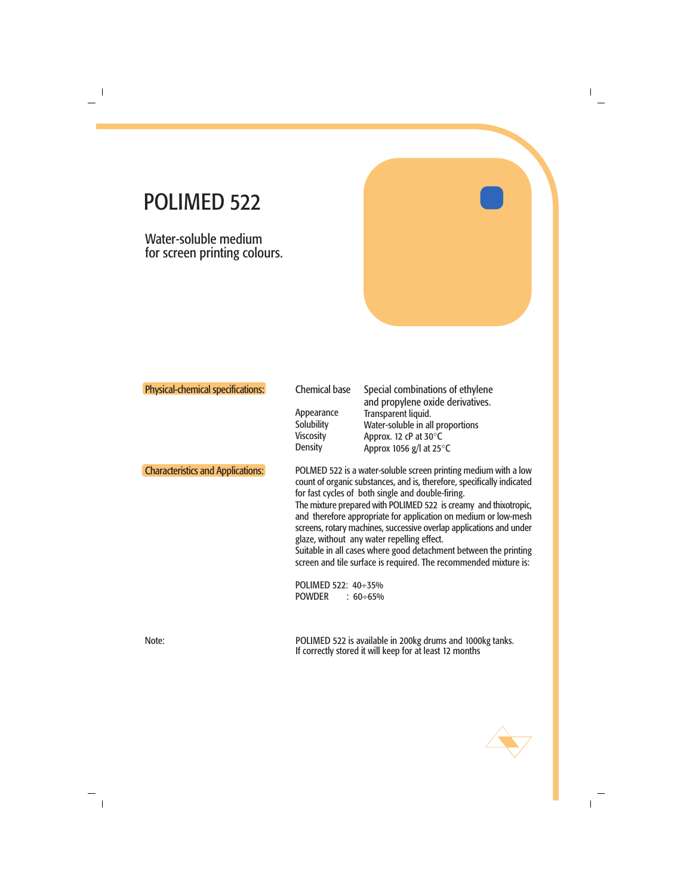# POLIMED 522

## Water-soluble medium for screen printing colours.

**Physical-chemical specifications:**

| | |
|---|---|
| Chemical base | Special combinations of ethylene and propylene oxide derivatives. |
| Appearance | Transparent liquid. |
| Solubility | Water-soluble in all proportions |
| Viscosity | Approx. 12 cP at 30°C |
| Density | Approx 1056 g/l at 25°C |

**Characteristics and Applications:**

POLIMED 522 is a water-soluble screen printing medium with a low count of organic substances, and is, therefore, specifically indicated for fast cycles of both single and double-firing.
The mixture prepared with POLIMED 522 is creamy and thixotropic, and therefore appropriate for application on medium or low-mesh screens, rotary machines, successive overlap applications and under glaze, without any water repelling effect.
Suitable in all cases where good detachment between the printing screen and tile surface is required. The recommended mixture is:

POLIMED 522: 40÷35%
POWDER : 60÷65%

Note:

POLIMED 522 is available in 200kg drums and 1000kg tanks.
If correctly stored it will keep for at least 12 months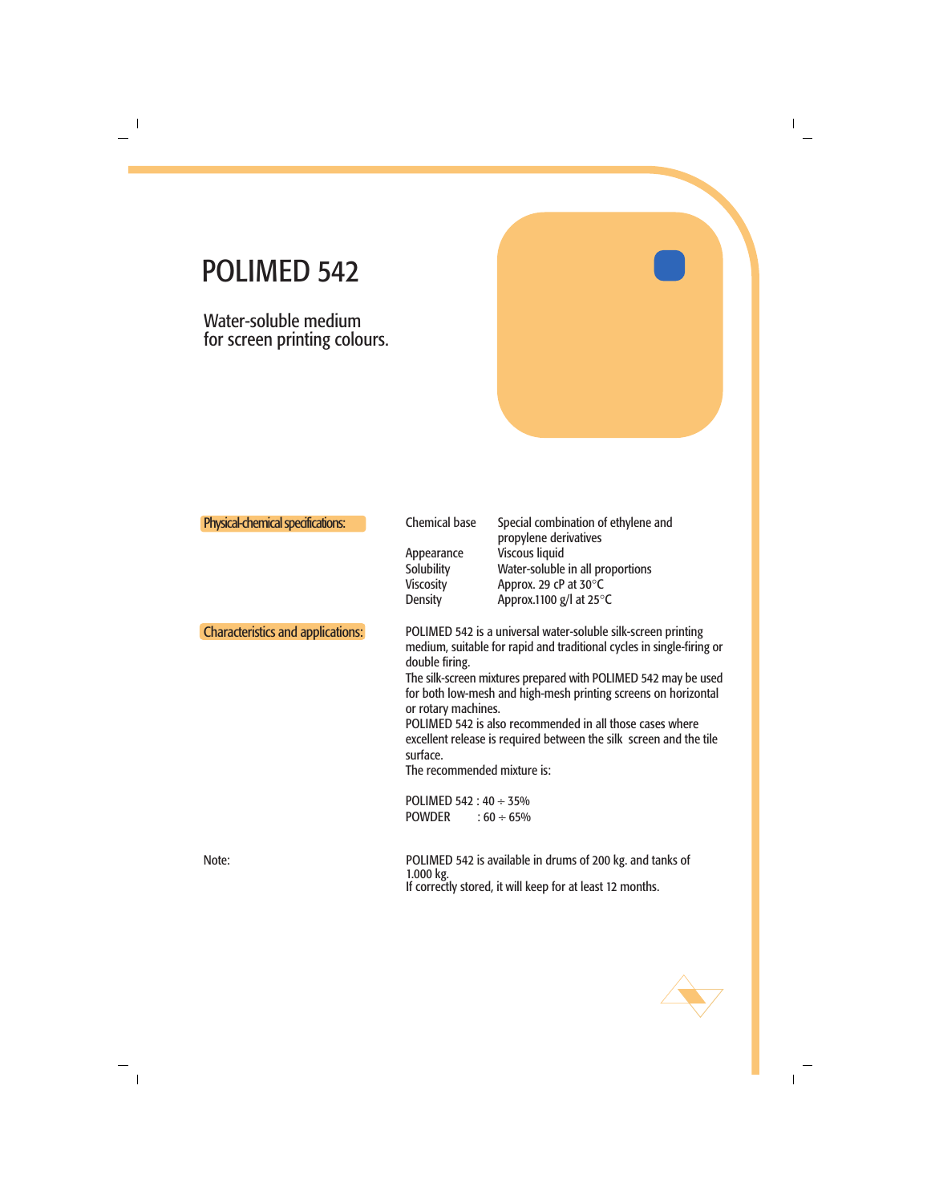# POLIMED 542

## Water-soluble medium for screen printing colours.

**Physical-chemical specifications:**

| | |
|---|---|
| Chemical base | Special combination of ethylene and propylene derivatives |
| Appearance | Viscous liquid |
| Solubility | Water-soluble in all proportions |
| Viscosity | Approx. 29 cP at 30°C |
| Density | Approx.1100 g/l at 25°C |

**Characteristics and applications:**

POLIMED 542 is a universal water-soluble silk-screen printing medium, suitable for rapid and traditional cycles in single-firing or double firing.
The silk-screen mixtures prepared with POLIMED 542 may be used for both low-mesh and high-mesh printing screens on horizontal or rotary machines.
POLIMED 542 is also recommended in all those cases where excellent release is required between the silk screen and the tile surface.
The recommended mixture is:

POLIMED 542 : 40 ÷ 35%
POWDER : 60 ÷ 65%

Note:

POLIMED 542 is available in drums of 200 kg. and tanks of 1.000 kg.
If correctly stored, it will keep for at least 12 months.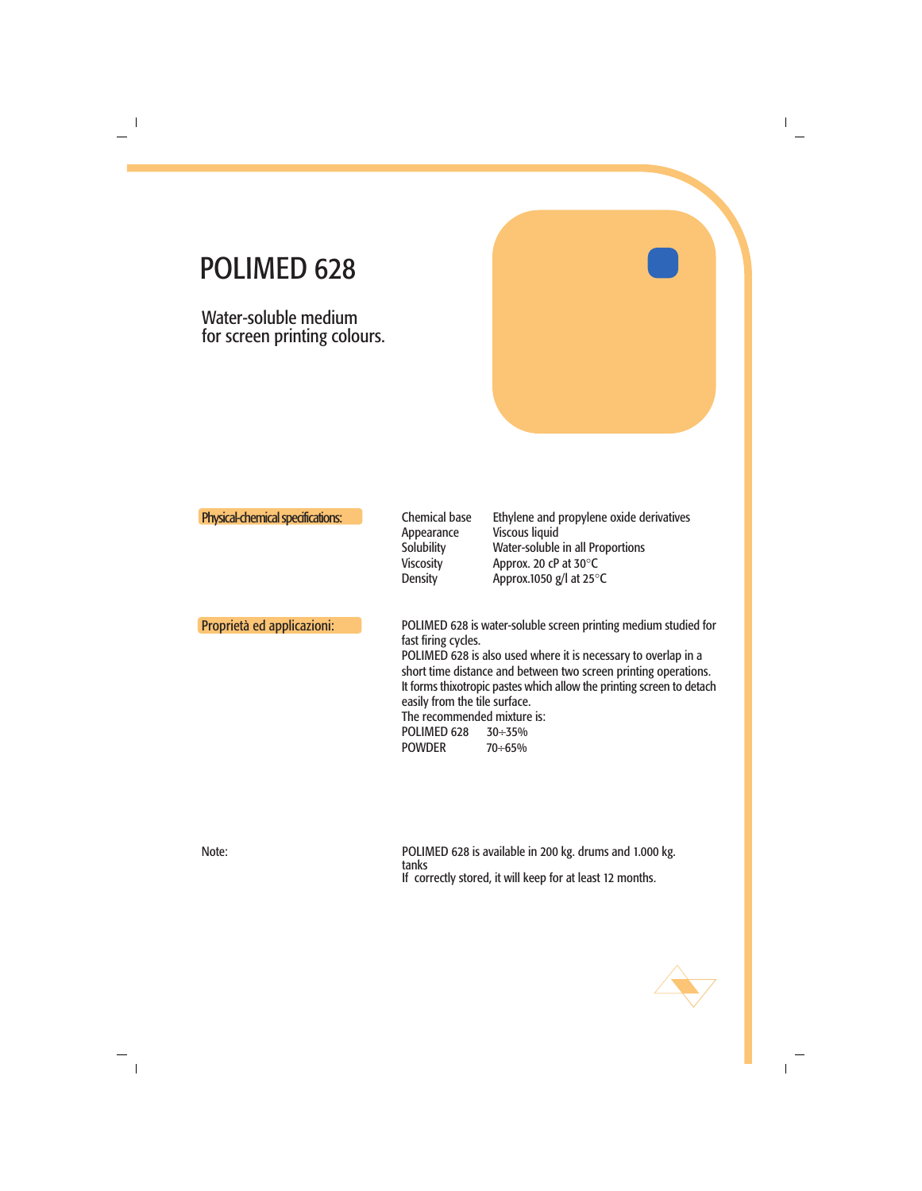# POLIMED 628

## Water-soluble medium for screen printing colours.

**Physical-chemical specifications:**

| | |
|---|---|
| Chemical base | Ethylene and propylene oxide derivatives |
| Appearance | Viscous liquid |
| Solubility | Water-soluble in all Proportions |
| Viscosity | Approx. 20 cP at 30°C |
| Density | Approx.1050 g/l at 25°C |

**Proprietà ed applicazioni:**

POLIMED 628 is water-soluble screen printing medium studied for fast firing cycles.
POLIMED 628 is also used where it is necessary to overlap in a short time distance and between two screen printing operations.
It forms thixotropic pastes which allow the printing screen to detach easily from the tile surface.
The recommended mixture is:

| | |
|---|---|
| POLIMED 628 | 30÷35% |
| POWDER | 70÷65% |

Note:

POLIMED 628 is available in 200 kg. drums and 1.000 kg. tanks
If correctly stored, it will keep for at least 12 months.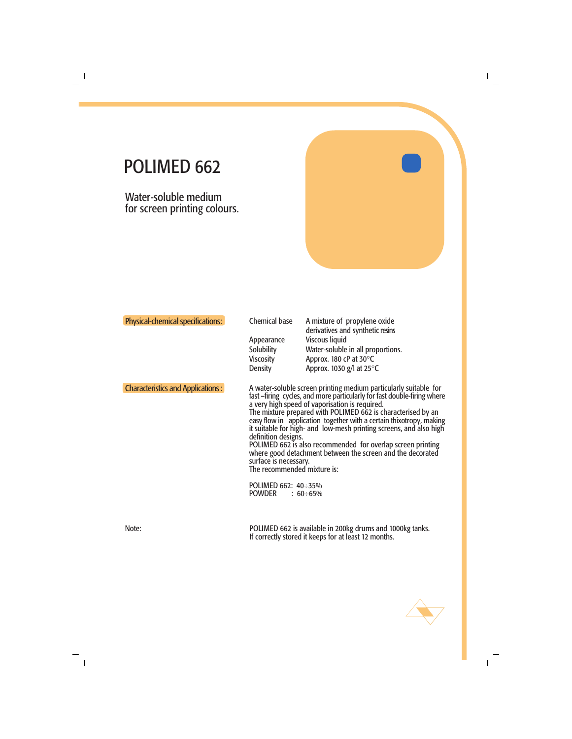# POLIMED 662

## Water-soluble medium for screen printing colours.

**Physical-chemical specifications:**

| | |
|---|---|
| Chemical base | A mixture of propylene oxide derivatives and synthetic resins |
| Appearance | Viscous liquid |
| Solubility | Water-soluble in all proportions. |
| Viscosity | Approx. 180 cP at 30°C |
| Density | Approx. 1030 g/l at 25°C |

**Characteristics and Applications :**

A water-soluble screen printing medium particularly suitable for fast –firing cycles, and more particularly for fast double-firing where a very high speed of vaporisation is required.
The mixture prepared with POLIMED 662 is characterised by an easy flow in application together with a certain thixotropy, making it suitable for high- and low-mesh printing screens, and also high definition designs.
POLIMED 662 is also recommended for overlap screen printing where good detachment between the screen and the decorated surface is necessary.
The recommended mixture is:

POLIMED 662: 40÷35%
POWDER : 60÷65%

Note:

POLIMED 662 is available in 200kg drums and 1000kg tanks.
If correctly stored it keeps for at least 12 months.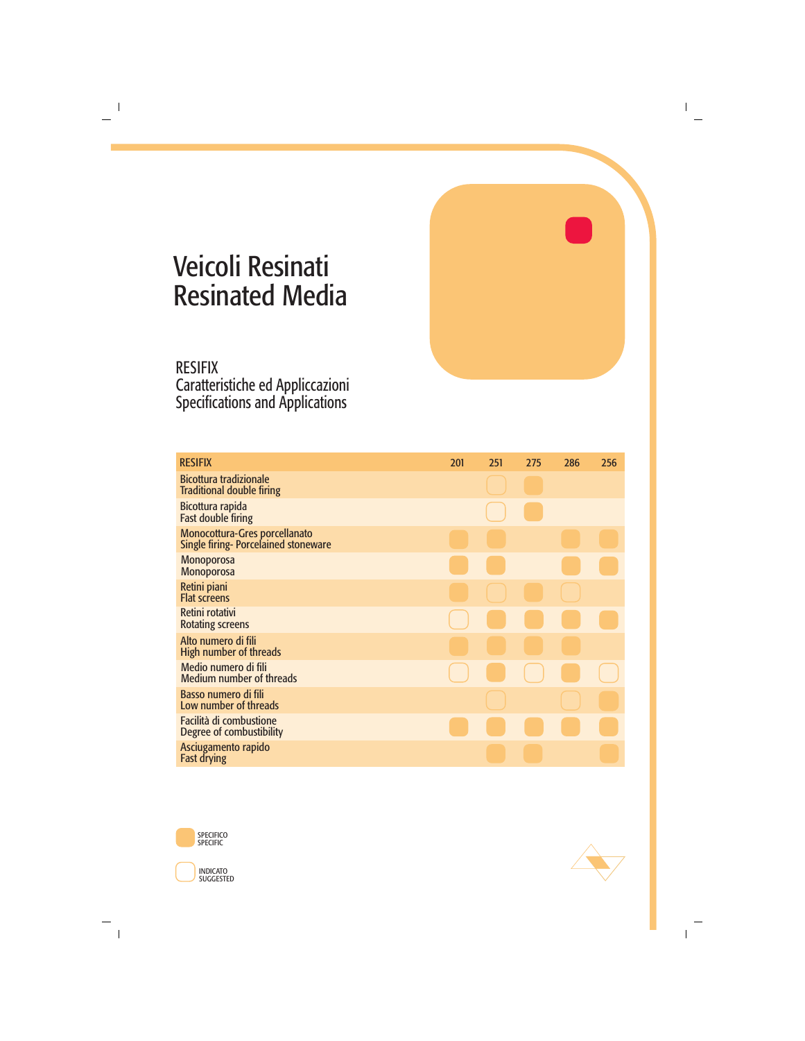# Veicoli Resinati
# Resinated Media

## RESIFIX
Caratteristiche ed Applicazioni
Specifications and Applications

| RESIFIX | 201 | 251 | 275 | 286 | 256 |
|---|---|---|---|---|---|
| Bicottura tradizionale<br>Traditional double firing | | □ | ■ | | |
| Bicottura rapida<br>Fast double firing | | □ | ■ | | |
| Monocottura-Gres porcellanato<br>Single firing- Porcelained stoneware | ■ | ■ | | ■ | ■ |
| Monoporosa<br>Monoporosa | ■ | ■ | | ■ | ■ |
| Retini piani<br>Flat screens | ■ | □ | ■ | □ | |
| Retini rotativi<br>Rotating screens | □ | ■ | ■ | ■ | ■ |
| Alto numero di fili<br>High number of threads | ■ | ■ | ■ | ■ | |
| Medio numero di fili<br>Medium number of threads | □ | ■ | □ | ■ | □ |
| Basso numero di fili<br>Low number of threads | | □ | | □ | ■ |
| Facilità di combustione<br>Degree of combustibility | ■ | ■ | ■ | ■ | ■ |
| Asciugamento rapido<br>Fast drying | | ■ | ■ | | ■ |

■ SPECIFICO / SPECIFIC

□ INDICATO / SUGGESTED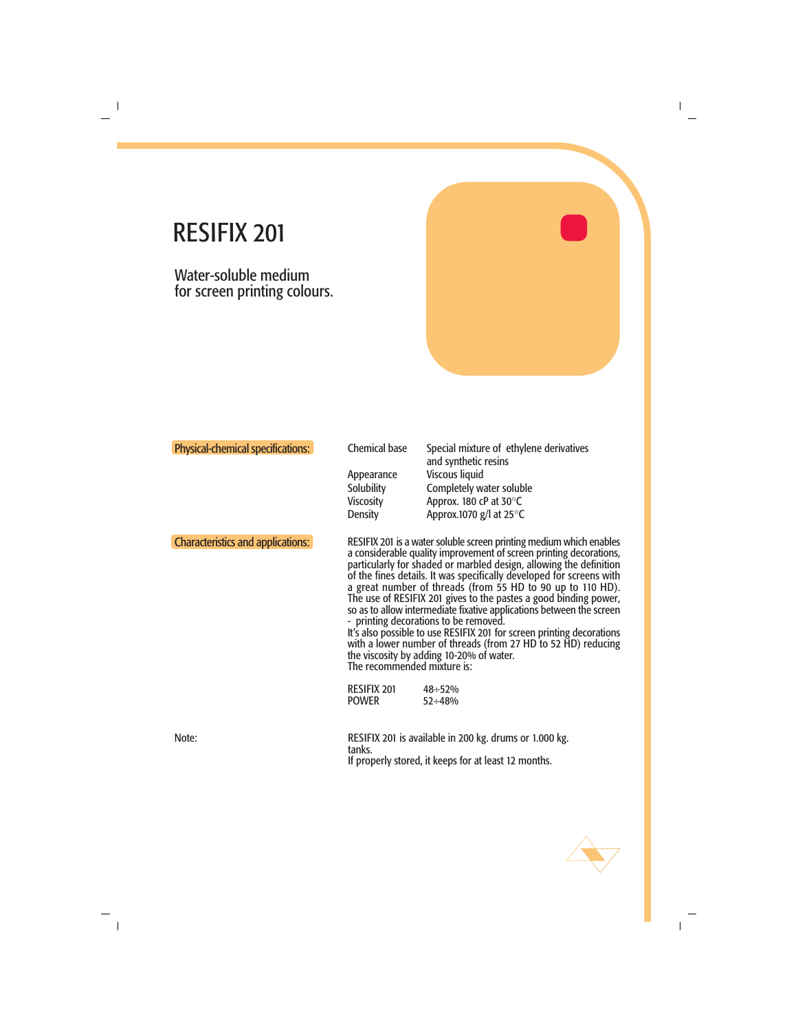# RESIFIX 201

## Water-soluble medium for screen printing colours.

**Physical-chemical specifications:**

| | |
|---|---|
| Chemical base | Special mixture of ethylene derivatives and synthetic resins |
| Appearance | Viscous liquid |
| Solubility | Completely water soluble |
| Viscosity | Approx. 180 cP at 30°C |
| Density | Approx.1070 g/l at 25°C |

**Characteristics and applications:**

RESIFIX 201 is a water soluble screen printing medium which enables a considerable quality improvement of screen printing decorations, particularly for shaded or marbled design, allowing the definition of the fines details. It was specifically developed for screens with a great number of threads (from 55 HD to 90 up to 110 HD). The use of RESIFIX 201 gives to the pastes a good binding power, so as to allow intermediate fixative applications between the screen - printing decorations to be removed.
It's also possible to use RESIFIX 201 for screen printing decorations with a lower number of threads (from 27 HD to 52 HD) reducing the viscosity by adding 10-20% of water.
The recommended mixture is:

| | |
|---|---|
| RESIFIX 201 | 48÷52% |
| POWER | 52÷48% |

Note:

RESIFIX 201 is available in 200 kg. drums or 1.000 kg. tanks.
If properly stored, it keeps for at least 12 months.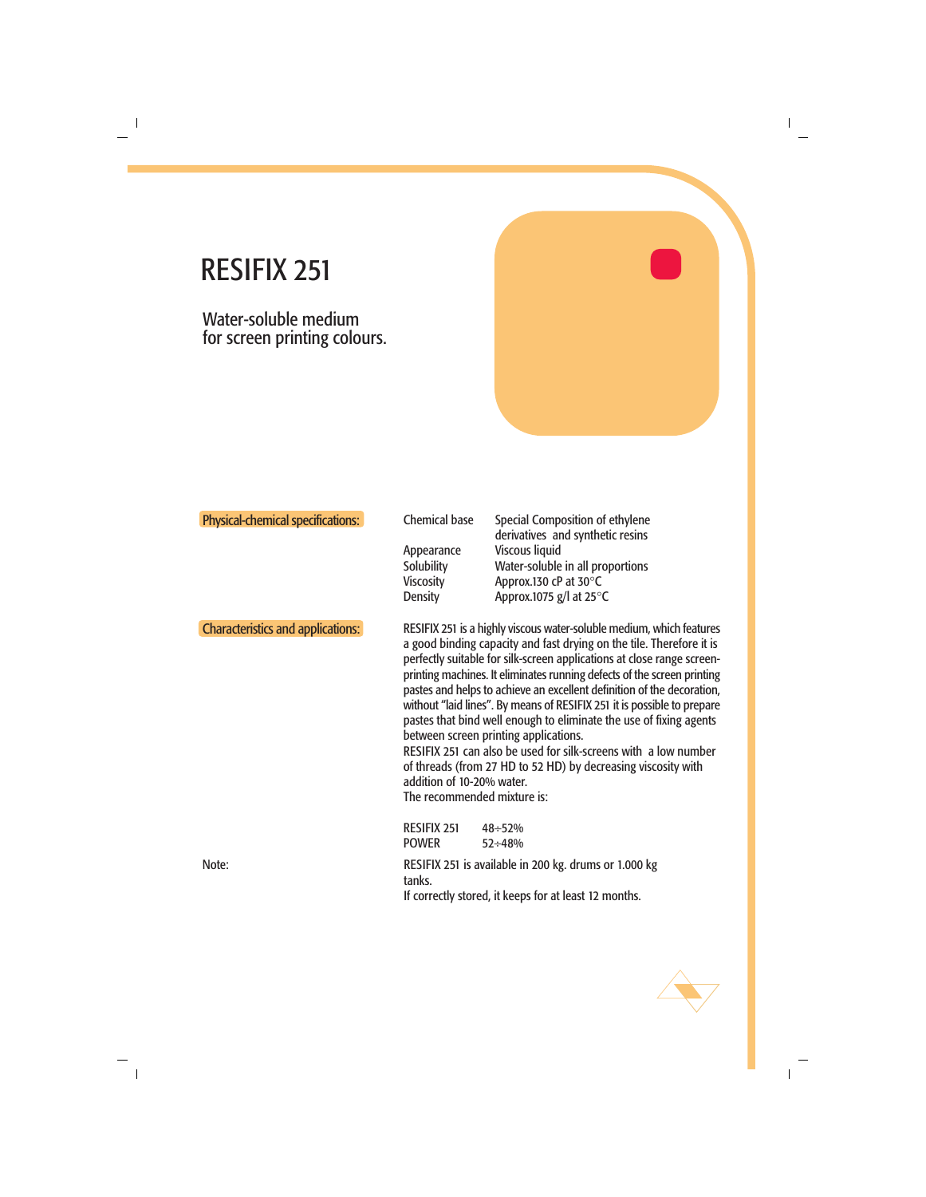# RESIFIX 251

## Water-soluble medium for screen printing colours.

**Physical-chemical specifications:**

| | |
|---|---|
| Chemical base | Special Composition of ethylene derivatives and synthetic resins |
| Appearance | Viscous liquid |
| Solubility | Water-soluble in all proportions |
| Viscosity | Approx.130 cP at 30°C |
| Density | Approx.1075 g/l at 25°C |

**Characteristics and applications:**

RESIFIX 251 is a highly viscous water-soluble medium, which features a good binding capacity and fast drying on the tile. Therefore it is perfectly suitable for silk-screen applications at close range screen-printing machines. It eliminates running defects of the screen printing pastes and helps to achieve an excellent definition of the decoration, without “laid lines”. By means of RESIFIX 251 it is possible to prepare pastes that bind well enough to eliminate the use of fixing agents between screen printing applications.
RESIFIX 251 can also be used for silk-screens with a low number of threads (from 27 HD to 52 HD) by decreasing viscosity with addition of 10-20% water.
The recommended mixture is:

| | |
|---|---|
| RESIFIX 251 | 48÷52% |
| POWER | 52÷48% |

Note:

RESIFIX 251 is available in 200 kg. drums or 1.000 kg tanks.
If correctly stored, it keeps for at least 12 months.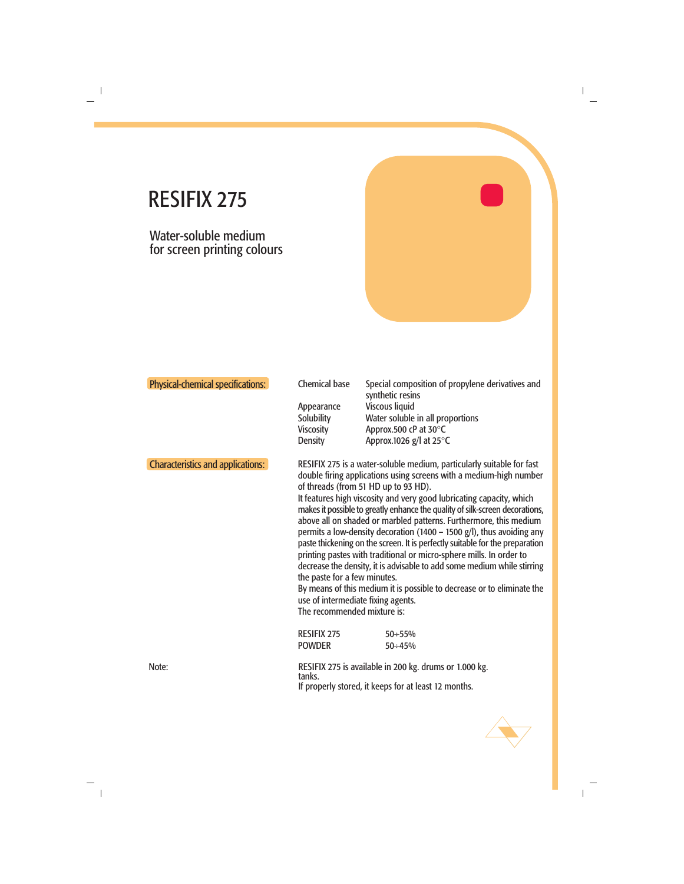# RESIFIX 275

## Water-soluble medium for screen printing colours

**Physical-chemical specifications:**

| | |
|---|---|
| Chemical base | Special composition of propylene derivatives and synthetic resins |
| Appearance | Viscous liquid |
| Solubility | Water soluble in all proportions |
| Viscosity | Approx.500 cP at 30°C |
| Density | Approx.1026 g/l at 25°C |

**Characteristics and applications:**

RESIFIX 275 is a water-soluble medium, particularly suitable for fast double firing applications using screens with a medium-high number of threads (from 51 HD up to 93 HD).
It features high viscosity and very good lubricating capacity, which makes it possible to greatly enhance the quality of silk-screen decorations, above all on shaded or marbled patterns. Furthermore, this medium permits a low-density decoration (1400 – 1500 g/l), thus avoiding any paste thickening on the screen. It is perfectly suitable for the preparation printing pastes with traditional or micro-sphere mills. In order to decrease the density, it is advisable to add some medium while stirring the paste for a few minutes.
By means of this medium it is possible to decrease or to eliminate the use of intermediate fixing agents.
The recommended mixture is:

| | |
|---|---|
| RESIFIX 275 | 50÷55% |
| POWDER | 50÷45% |

Note:

RESIFIX 275 is available in 200 kg. drums or 1.000 kg. tanks.
If properly stored, it keeps for at least 12 months.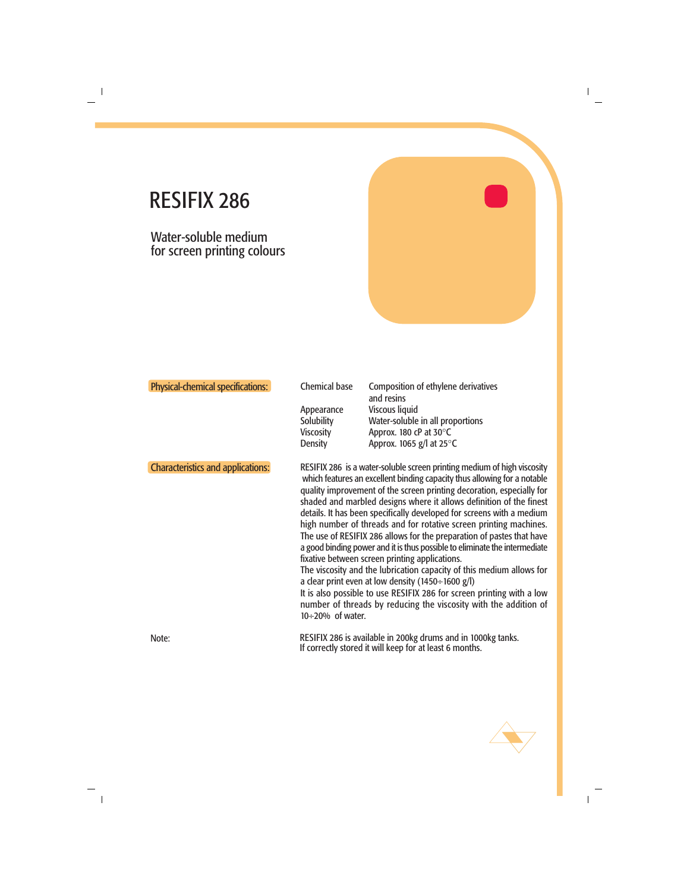# RESIFIX 286

## Water-soluble medium for screen printing colours

**Physical-chemical specifications:**

| | |
|---|---|
| Chemical base | Composition of ethylene derivatives and resins |
| Appearance | Viscous liquid |
| Solubility | Water-soluble in all proportions |
| Viscosity | Approx. 180 cP at 30°C |
| Density | Approx. 1065 g/l at 25°C |

**Characteristics and applications:**

RESIFIX 286 is a water-soluble screen printing medium of high viscosity which features an excellent binding capacity thus allowing for a notable quality improvement of the screen printing decoration, especially for shaded and marbled designs where it allows definition of the finest details. It has been specifically developed for screens with a medium high number of threads and for rotative screen printing machines.
The use of RESIFIX 286 allows for the preparation of pastes that have a good binding power and it is thus possible to eliminate the intermediate fixative between screen printing applications.
The viscosity and the lubrication capacity of this medium allows for a clear print even at low density (1450÷1600 g/l)
It is also possible to use RESIFIX 286 for screen printing with a low number of threads by reducing the viscosity with the addition of 10÷20% of water.

Note:

RESIFIX 286 is available in 200kg drums and in 1000kg tanks.
If correctly stored it will keep for at least 6 months.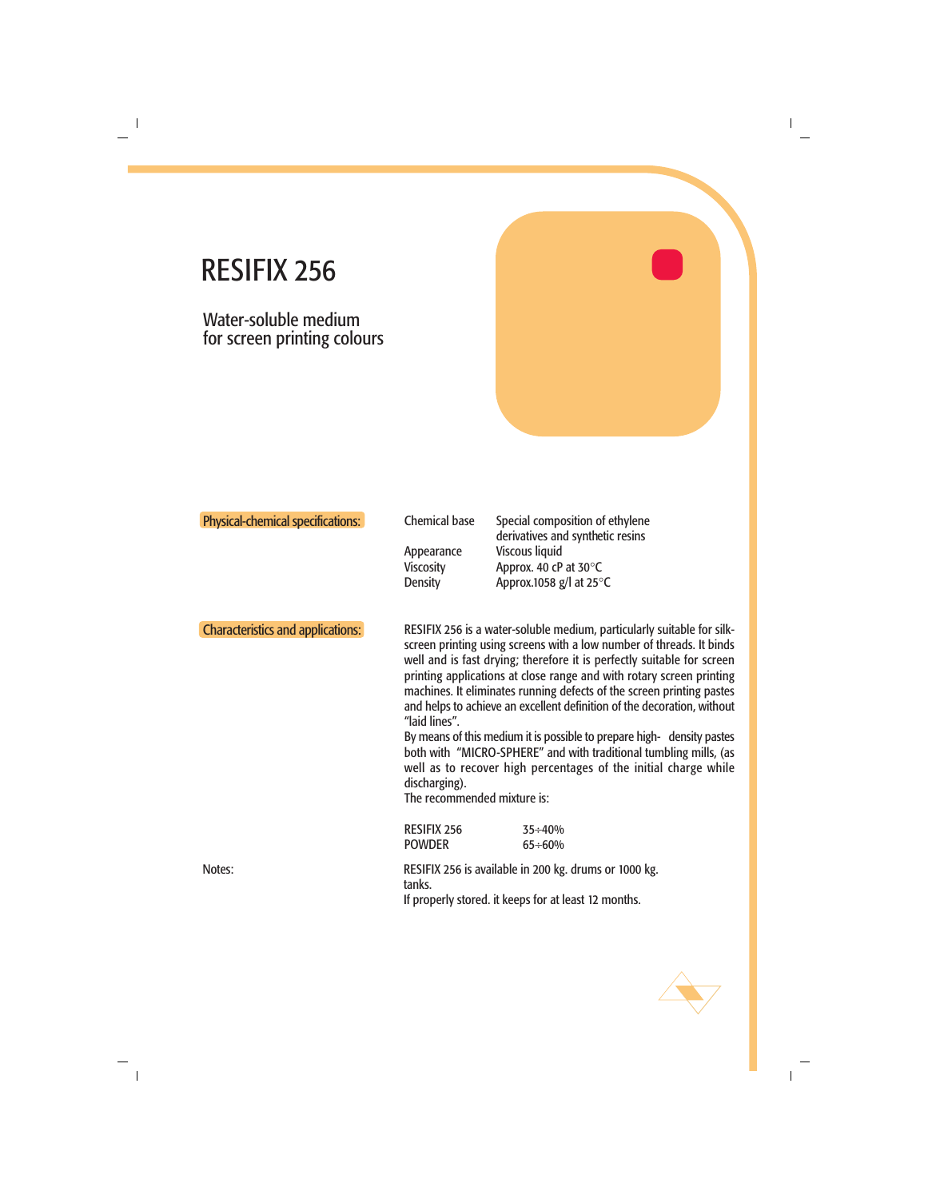# RESIFIX 256

## Water-soluble medium for screen printing colours

**Physical-chemical specifications:**

| | |
|---|---|
| Chemical base | Special composition of ethylene derivatives and synthetic resins |
| Appearance | Viscous liquid |
| Viscosity | Approx. 40 cP at 30°C |
| Density | Approx.1058 g/l at 25°C |

**Characteristics and applications:**

RESIFIX 256 is a water-soluble medium, particularly suitable for silk-screen printing using screens with a low number of threads. It binds well and is fast drying; therefore it is perfectly suitable for screen printing applications at close range and with rotary screen printing machines. It eliminates running defects of the screen printing pastes and helps to achieve an excellent definition of the decoration, without "laid lines".

By means of this medium it is possible to prepare high- density pastes both with "MICRO-SPHERE" and with traditional tumbling mills, (as well as to recover high percentages of the initial charge while discharging).

The recommended mixture is:

| | |
|---|---|
| RESIFIX 256 | 35÷40% |
| POWDER | 65÷60% |

Notes:

RESIFIX 256 is available in 200 kg. drums or 1000 kg. tanks.

If properly stored. it keeps for at least 12 months.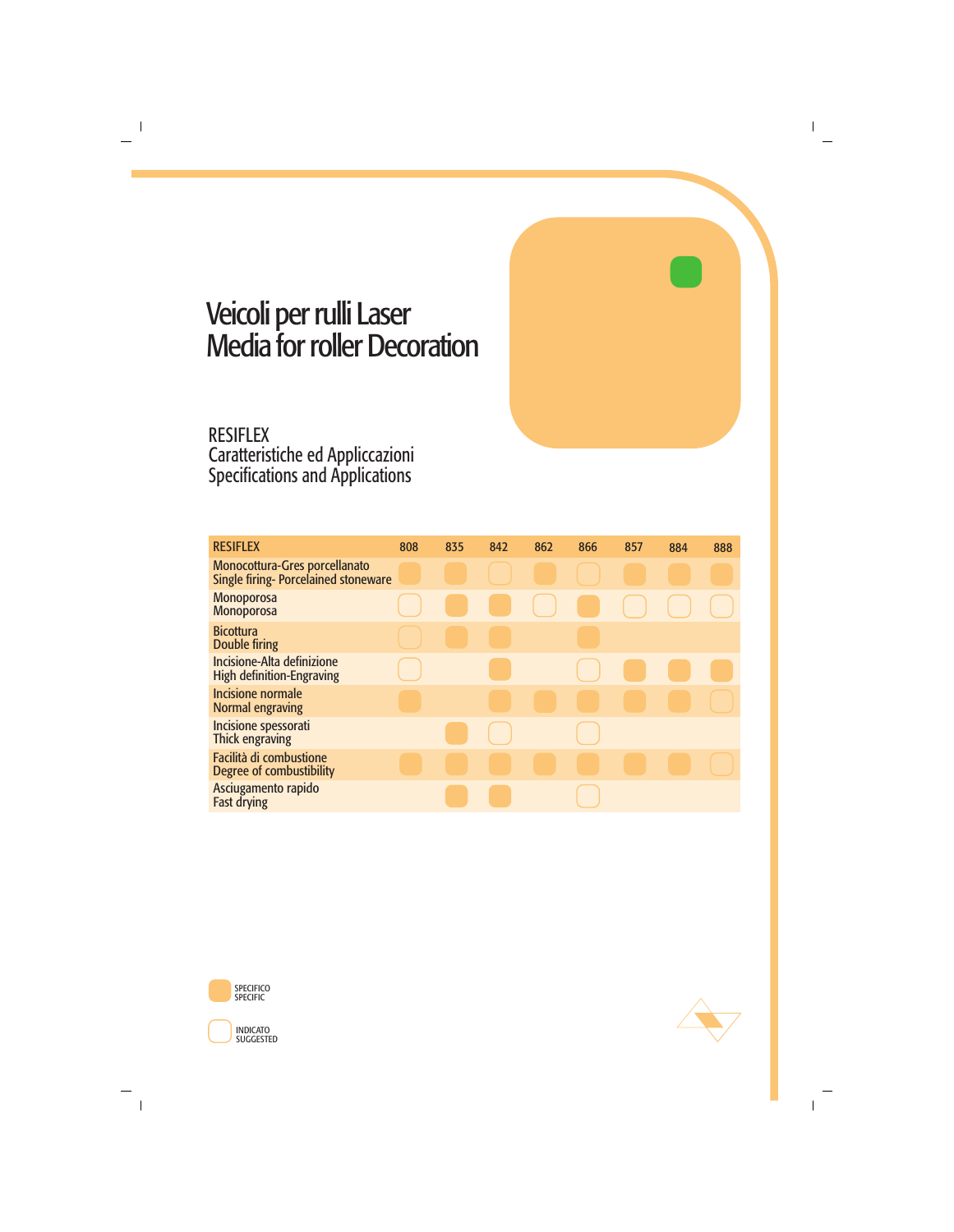# Veicoli per rulli Laser
# Media for roller Decoration

## RESIFLEX
Caratteristiche ed Applicazioni
Specifications and Applications

| RESIFLEX | 808 | 835 | 842 | 862 | 866 | 857 | 884 | 888 |
|---|---|---|---|---|---|---|---|---|
| Monocottura-Gres porcellanato<br>Single firing- Porcelained stoneware | ■ | ■ | □ | ■ | □ | ■ | ■ | ■ |
| Monoporosa<br>Monoporosa | □ | ■ | ■ | □ | ■ | □ | □ | □ |
| Bicottura<br>Double firing | □ | ■ | ■ | | ■ | | | |
| Incisione-Alta definizione<br>High definition-Engraving | □ | | ■ | | □ | ■ | ■ | ■ |
| Incisione normale<br>Normal engraving | ■ | | ■ | ■ | ■ | ■ | ■ | □ |
| Incisione spessorati<br>Thick engraving | | ■ | □ | | □ | | | |
| Facilità di combustione<br>Degree of combustibility | ■ | ■ | ■ | ■ | ■ | ■ | ■ | □ |
| Asciugamento rapido<br>Fast drying | | ■ | ■ | | □ | | | |

■ SPECIFICO / SPECIFIC

□ INDICATO / SUGGESTED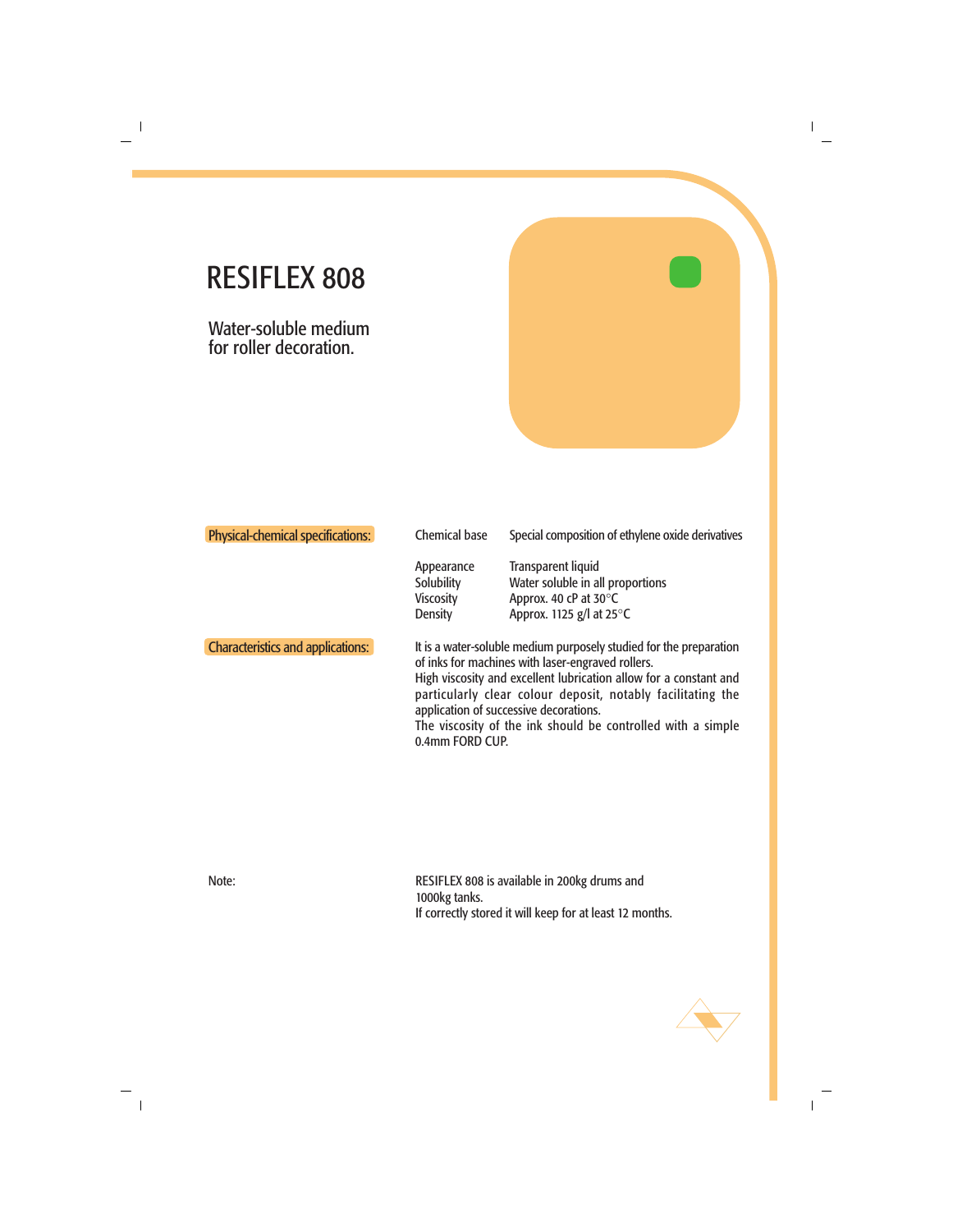# RESIFLEX 808

## Water-soluble medium for roller decoration.

**Physical-chemical specifications:**

| | |
|---|---|
| Chemical base | Special composition of ethylene oxide derivatives |
| Appearance | Transparent liquid |
| Solubility | Water soluble in all proportions |
| Viscosity | Approx. 40 cP at 30°C |
| Density | Approx. 1125 g/l at 25°C |

**Characteristics and applications:**

It is a water-soluble medium purposely studied for the preparation of inks for machines with laser-engraved rollers.
High viscosity and excellent lubrication allow for a constant and particularly clear colour deposit, notably facilitating the application of successive decorations.
The viscosity of the ink should be controlled with a simple 0.4mm FORD CUP.

Note:

RESIFLEX 808 is available in 200kg drums and 1000kg tanks.
If correctly stored it will keep for at least 12 months.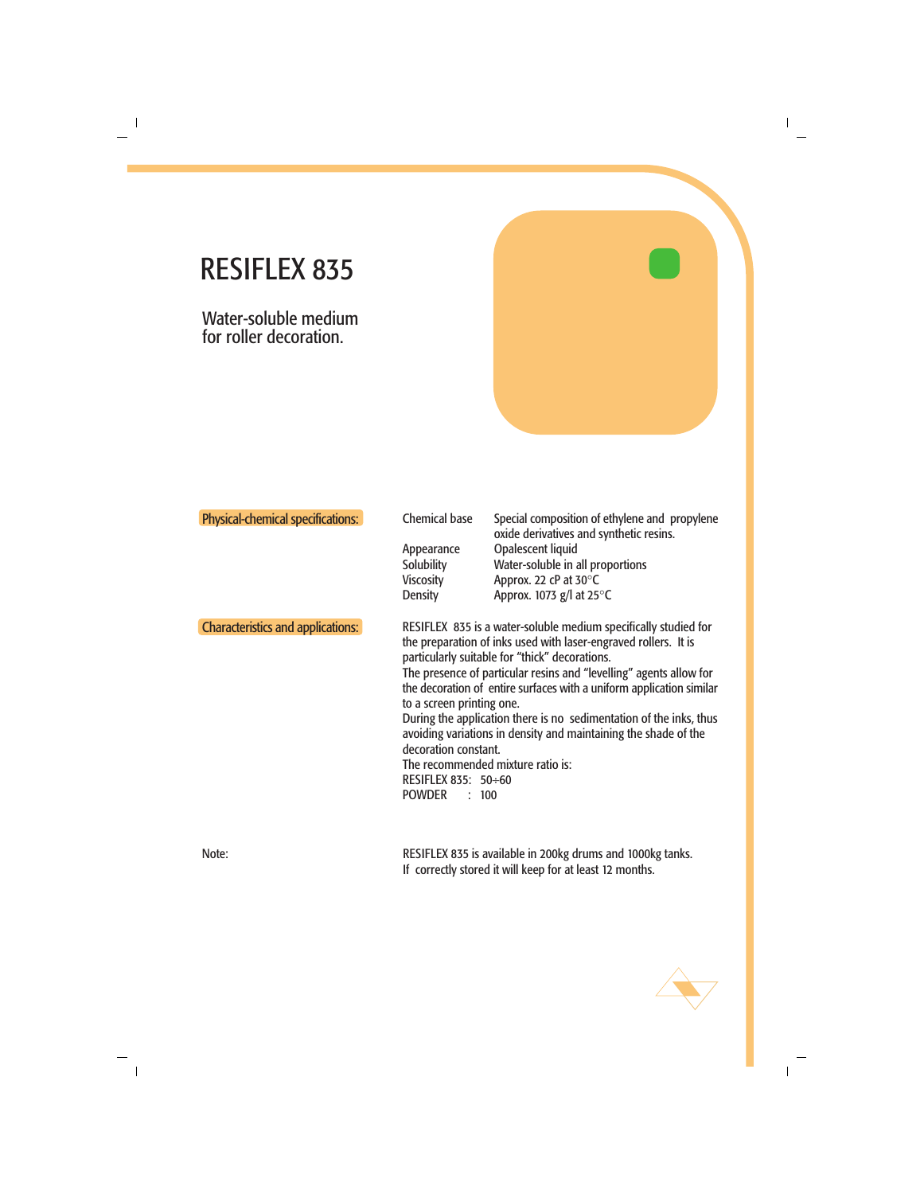# RESIFLEX 835

## Water-soluble medium for roller decoration.

**Physical-chemical specifications:**

| | |
|---|---|
| Chemical base | Special composition of ethylene and propylene oxide derivatives and synthetic resins. |
| Appearance | Opalescent liquid |
| Solubility | Water-soluble in all proportions |
| Viscosity | Approx. 22 cP at 30°C |
| Density | Approx. 1073 g/l at 25°C |

**Characteristics and applications:**

RESIFLEX 835 is a water-soluble medium specifically studied for the preparation of inks used with laser-engraved rollers. It is particularly suitable for "thick" decorations.
The presence of particular resins and "levelling" agents allow for the decoration of entire surfaces with a uniform application similar to a screen printing one.
During the application there is no sedimentation of the inks, thus avoiding variations in density and maintaining the shade of the decoration constant.
The recommended mixture ratio is:
RESIFLEX 835: 50÷60
POWDER : 100

Note:

RESIFLEX 835 is available in 200kg drums and 1000kg tanks.
If correctly stored it will keep for at least 12 months.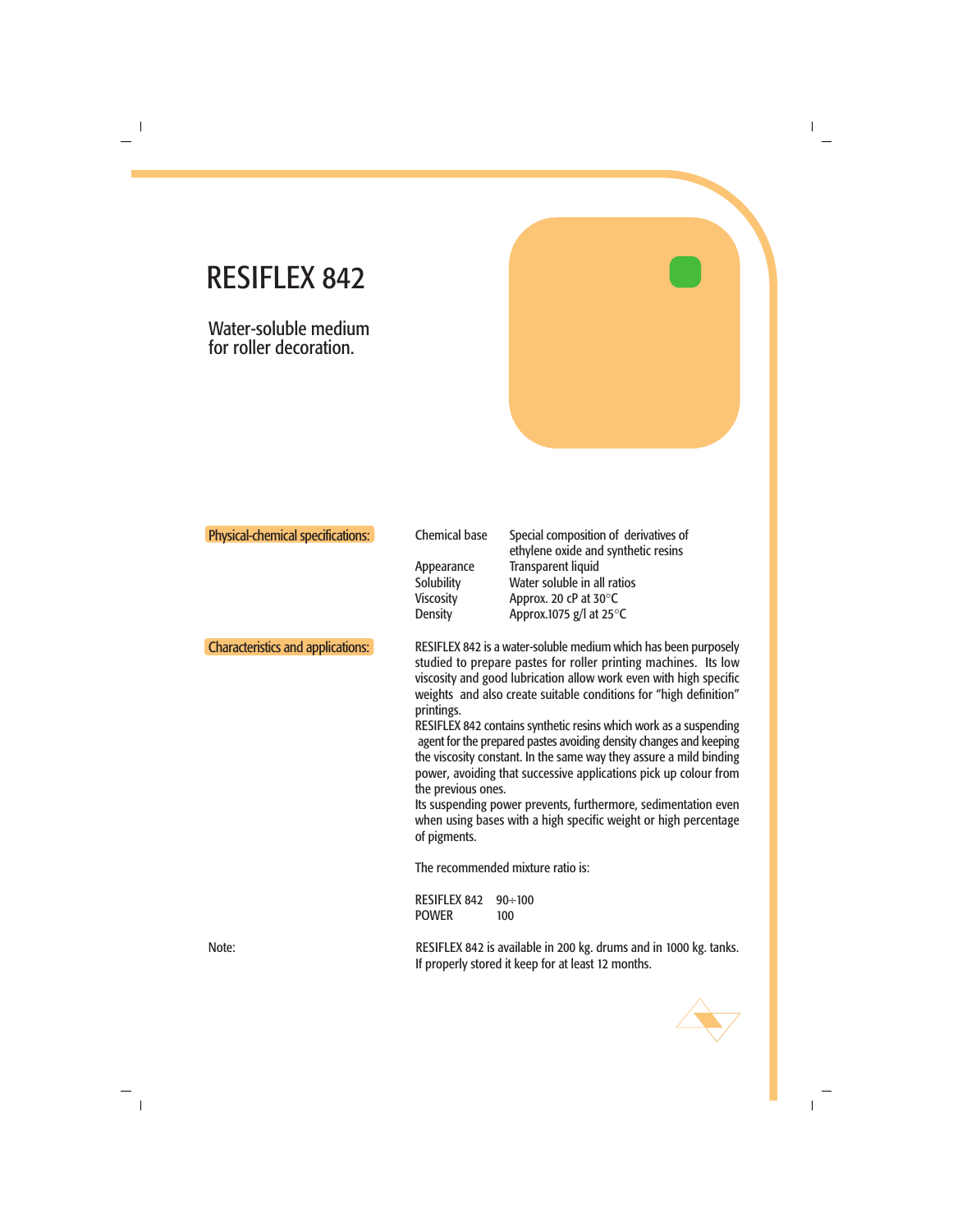# RESIFLEX 842

## Water-soluble medium for roller decoration.

**Physical-chemical specifications:**

| | |
|---|---|
| Chemical base | Special composition of derivatives of ethylene oxide and synthetic resins |
| Appearance | Transparent liquid |
| Solubility | Water soluble in all ratios |
| Viscosity | Approx. 20 cP at 30°C |
| Density | Approx.1075 g/l at 25°C |

**Characteristics and applications:**

RESIFLEX 842 is a water-soluble medium which has been purposely studied to prepare pastes for roller printing machines. Its low viscosity and good lubrication allow work even with high specific weights and also create suitable conditions for “high definition” printings.
RESIFLEX 842 contains synthetic resins which work as a suspending agent for the prepared pastes avoiding density changes and keeping the viscosity constant. In the same way they assure a mild binding power, avoiding that successive applications pick up colour from the previous ones.
Its suspending power prevents, furthermore, sedimentation even when using bases with a high specific weight or high percentage of pigments.

The recommended mixture ratio is:

| | |
|---|---|
| RESIFLEX 842 | 90÷100 |
| POWER | 100 |

Note:

RESIFLEX 842 is available in 200 kg. drums and in 1000 kg. tanks. If properly stored it keep for at least 12 months.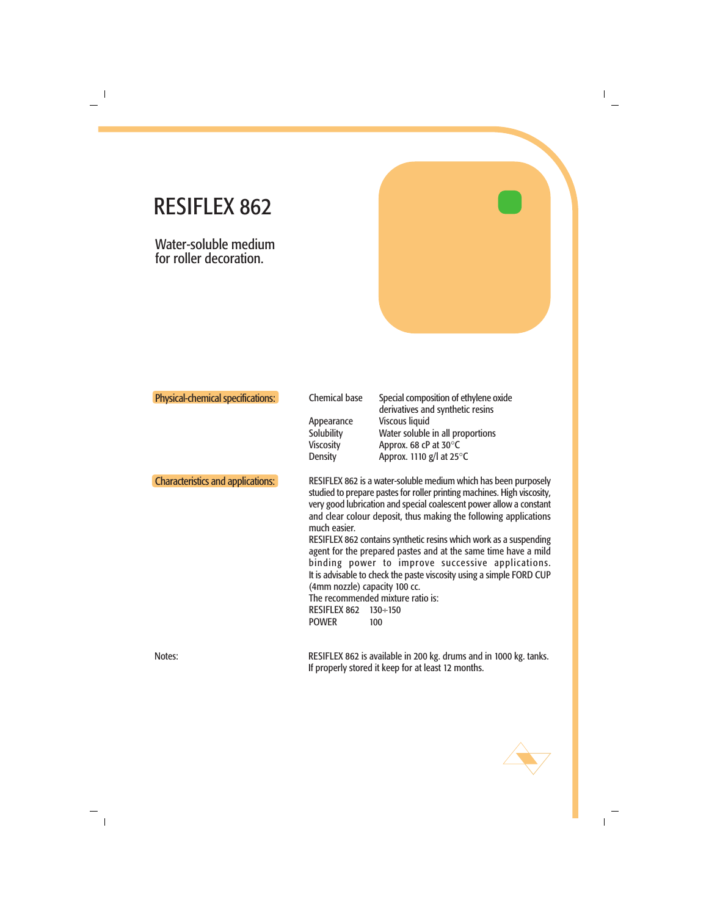# RESIFLEX 862

## Water-soluble medium for roller decoration.

**Physical-chemical specifications:**

| | |
|---|---|
| Chemical base | Special composition of ethylene oxide derivatives and synthetic resins |
| Appearance | Viscous liquid |
| Solubility | Water soluble in all proportions |
| Viscosity | Approx. 68 cP at 30°C |
| Density | Approx. 1110 g/l at 25°C |

**Characteristics and applications:**

RESIFLEX 862 is a water-soluble medium which has been purposely studied to prepare pastes for roller printing machines. High viscosity, very good lubrication and special coalescent power allow a constant and clear colour deposit, thus making the following applications much easier.
RESIFLEX 862 contains synthetic resins which work as a suspending agent for the prepared pastes and at the same time have a mild binding power to improve successive applications.
It is advisable to check the paste viscosity using a simple FORD CUP (4mm nozzle) capacity 100 cc.
The recommended mixture ratio is:

| | |
|---|---|
| RESIFLEX 862 | 130÷150 |
| POWER | 100 |

Notes:

RESIFLEX 862 is available in 200 kg. drums and in 1000 kg. tanks.
If properly stored it keep for at least 12 months.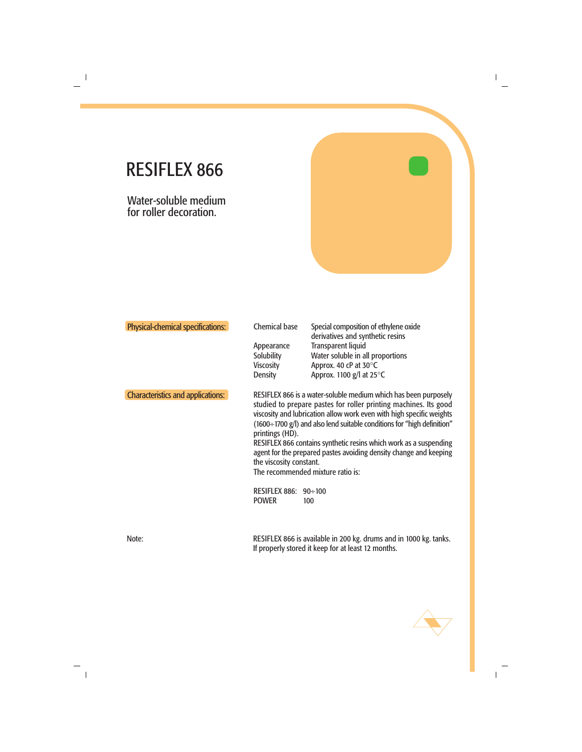# RESIFLEX 866

## Water-soluble medium for roller decoration.

**Physical-chemical specifications:**

| | |
|---|---|
| Chemical base | Special composition of ethylene oxide derivatives and synthetic resins |
| Appearance | Transparent liquid |
| Solubility | Water soluble in all proportions |
| Viscosity | Approx. 40 cP at 30°C |
| Density | Approx. 1100 g/l at 25°C |

**Characteristics and applications:**

RESIFLEX 866 is a water-soluble medium which has been purposely studied to prepare pastes for roller printing machines. Its good viscosity and lubrication allow work even with high specific weights (1600÷1700 g/l) and also lend suitable conditions for "high definition" printings (HD).
RESIFLEX 866 contains synthetic resins which work as a suspending agent for the prepared pastes avoiding density change and keeping the viscosity constant.
The recommended mixture ratio is:

| | |
|---|---|
| RESIFLEX 886: | 90÷100 |
| POWER | 100 |

Note:

RESIFLEX 866 is available in 200 kg. drums and in 1000 kg. tanks.
If properly stored it keep for at least 12 months.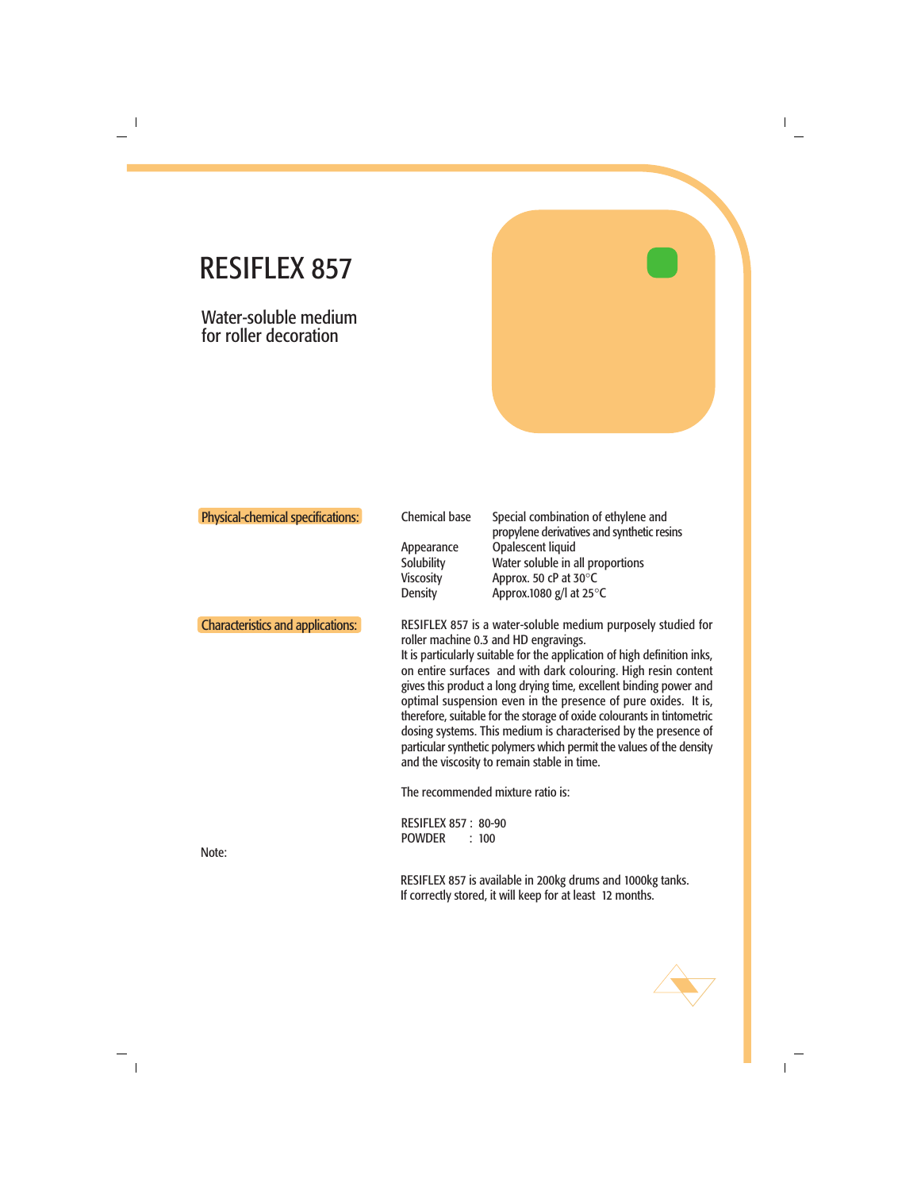# RESIFLEX 857

## Water-soluble medium for roller decoration

**Physical-chemical specifications:**

| | |
|---|---|
| Chemical base | Special combination of ethylene and propylene derivatives and synthetic resins |
| Appearance | Opalescent liquid |
| Solubility | Water soluble in all proportions |
| Viscosity | Approx. 50 cP at 30°C |
| Density | Approx.1080 g/l at 25°C |

**Characteristics and applications:**

RESIFLEX 857 is a water-soluble medium purposely studied for roller machine 0.3 and HD engravings.
It is particularly suitable for the application of high definition inks, on entire surfaces and with dark colouring. High resin content gives this product a long drying time, excellent binding power and optimal suspension even in the presence of pure oxides. It is, therefore, suitable for the storage of oxide colourants in tintometric dosing systems. This medium is characterised by the presence of particular synthetic polymers which permit the values of the density and the viscosity to remain stable in time.

The recommended mixture ratio is:

RESIFLEX 857 : 80-90
POWDER : 100

**Note:**

RESIFLEX 857 is available in 200kg drums and 1000kg tanks.
If correctly stored, it will keep for at least 12 months.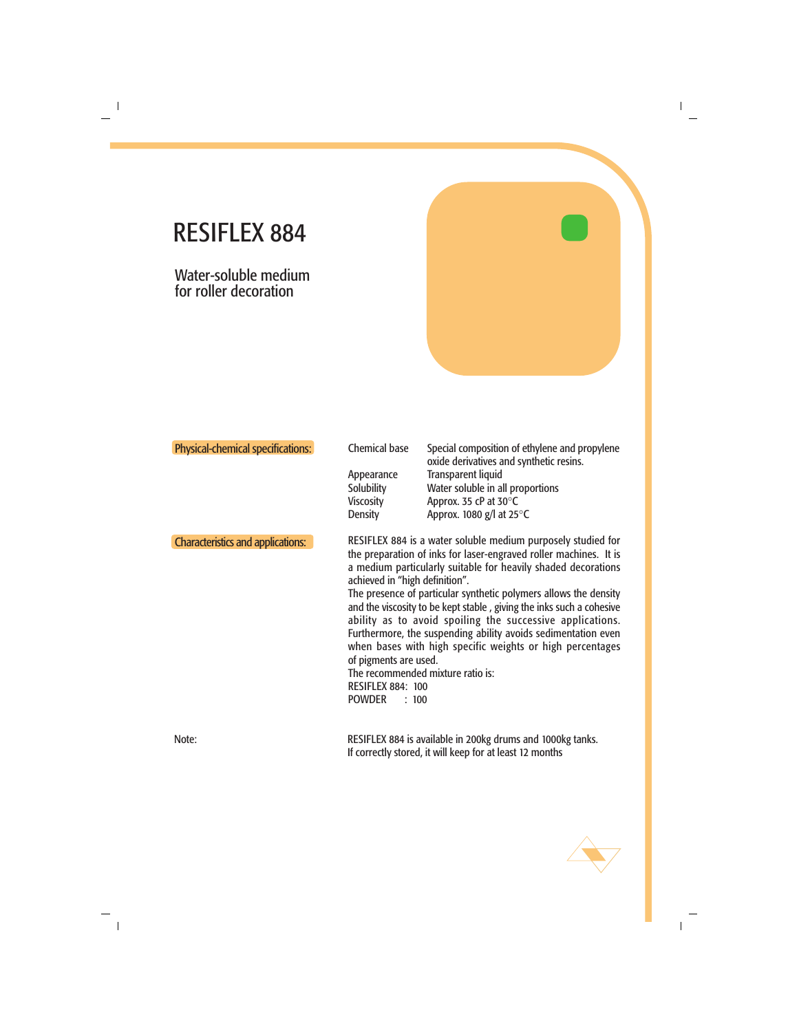# RESIFLEX 884

## Water-soluble medium for roller decoration

**Physical-chemical specifications:**

| | |
|---|---|
| Chemical base | Special composition of ethylene and propylene oxide derivatives and synthetic resins. |
| Appearance | Transparent liquid |
| Solubility | Water soluble in all proportions |
| Viscosity | Approx. 35 cP at 30°C |
| Density | Approx. 1080 g/l at 25°C |

**Characteristics and applications:**

RESIFLEX 884 is a water soluble medium purposely studied for the preparation of inks for laser-engraved roller machines. It is a medium particularly suitable for heavily shaded decorations achieved in "high definition".
The presence of particular synthetic polymers allows the density and the viscosity to be kept stable , giving the inks such a cohesive ability as to avoid spoiling the successive applications. Furthermore, the suspending ability avoids sedimentation even when bases with high specific weights or high percentages of pigments are used.
The recommended mixture ratio is:
RESIFLEX 884: 100
POWDER : 100

Note:

RESIFLEX 884 is available in 200kg drums and 1000kg tanks.
If correctly stored, it will keep for at least 12 months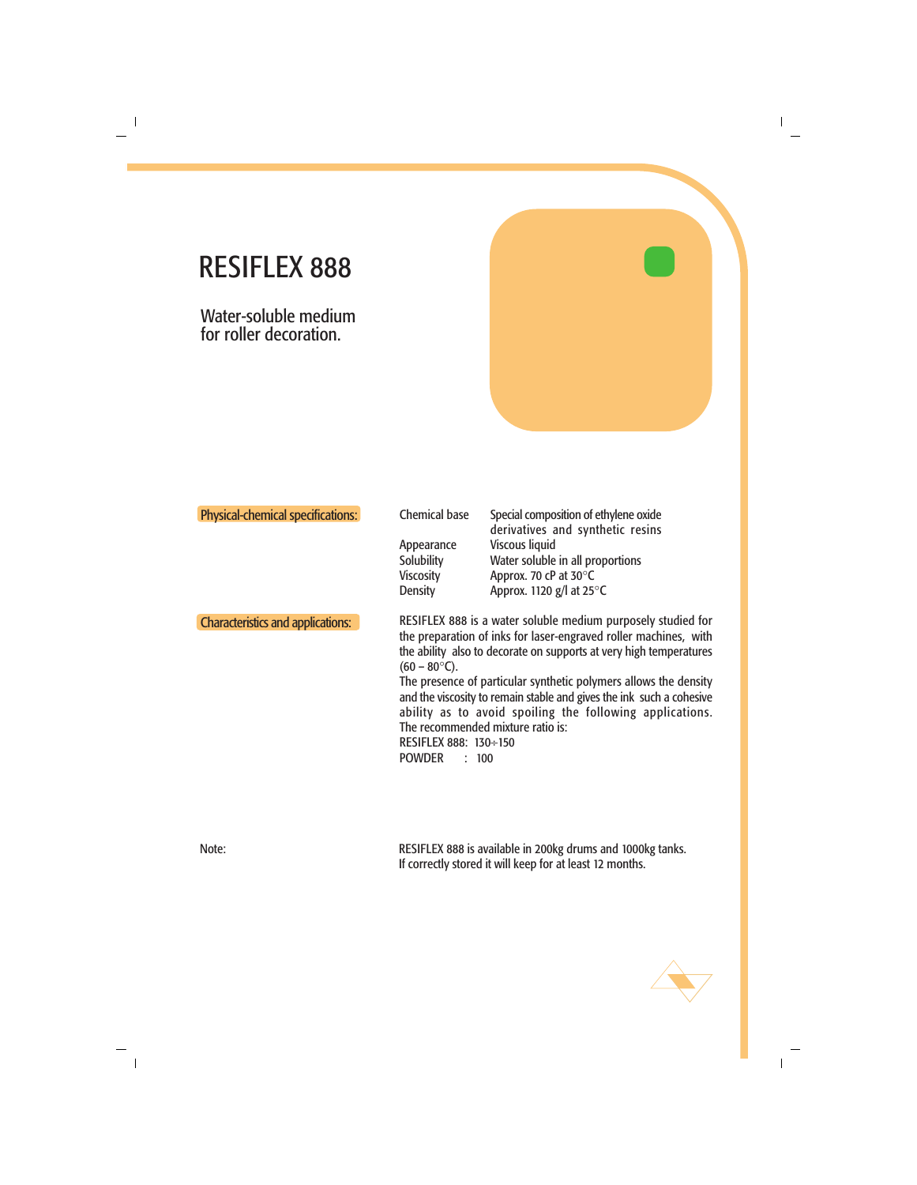# RESIFLEX 888

Water-soluble medium
for roller decoration.

**Physical-chemical specifications:**

| | |
|---|---|
| Chemical base | Special composition of ethylene oxide derivatives and synthetic resins |
| Appearance | Viscous liquid |
| Solubility | Water soluble in all proportions |
| Viscosity | Approx. 70 cP at 30°C |
| Density | Approx. 1120 g/l at 25°C |

**Characteristics and applications:**

RESIFLEX 888 is a water soluble medium purposely studied for the preparation of inks for laser-engraved roller machines, with the ability also to decorate on supports at very high temperatures (60 – 80°C).
The presence of particular synthetic polymers allows the density and the viscosity to remain stable and gives the ink such a cohesive ability as to avoid spoiling the following applications.
The recommended mixture ratio is:
RESIFLEX 888: 130÷150
POWDER : 100

Note:

RESIFLEX 888 is available in 200kg drums and 1000kg tanks.
If correctly stored it will keep for at least 12 months.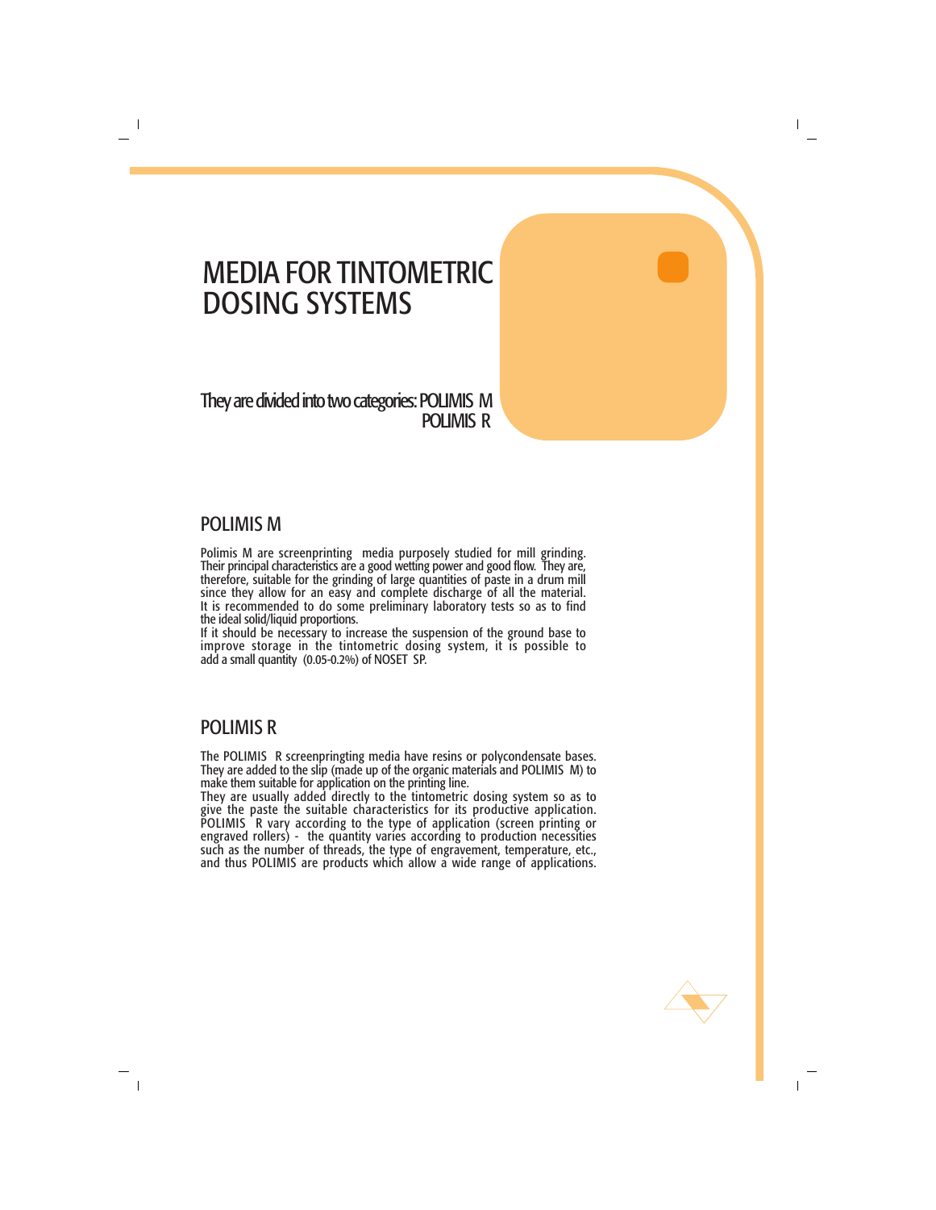# MEDIA FOR TINTOMETRIC DOSING SYSTEMS

They are divided into two categories: POLIMIS M
POLIMIS R

## POLIMIS M

Polimis M are screenprinting media purposely studied for mill grinding. Their principal characteristics are a good wetting power and good flow. They are, therefore, suitable for the grinding of large quantities of paste in a drum mill since they allow for an easy and complete discharge of all the material. It is recommended to do some preliminary laboratory tests so as to find the ideal solid/liquid proportions.
If it should be necessary to increase the suspension of the ground base to improve storage in the tintometric dosing system, it is possible to add a small quantity (0.05-0.2%) of NOSET SP.

## POLIMIS R

The POLIMIS R screenpringting media have resins or polycondensate bases. They are added to the slip (made up of the organic materials and POLIMIS M) to make them suitable for application on the printing line.
They are usually added directly to the tintometric dosing system so as to give the paste the suitable characteristics for its productive application. POLIMIS R vary according to the type of application (screen printing or engraved rollers) - the quantity varies according to production necessities such as the number of threads, the type of engravement, temperature, etc., and thus POLIMIS are products which allow a wide range of applications.